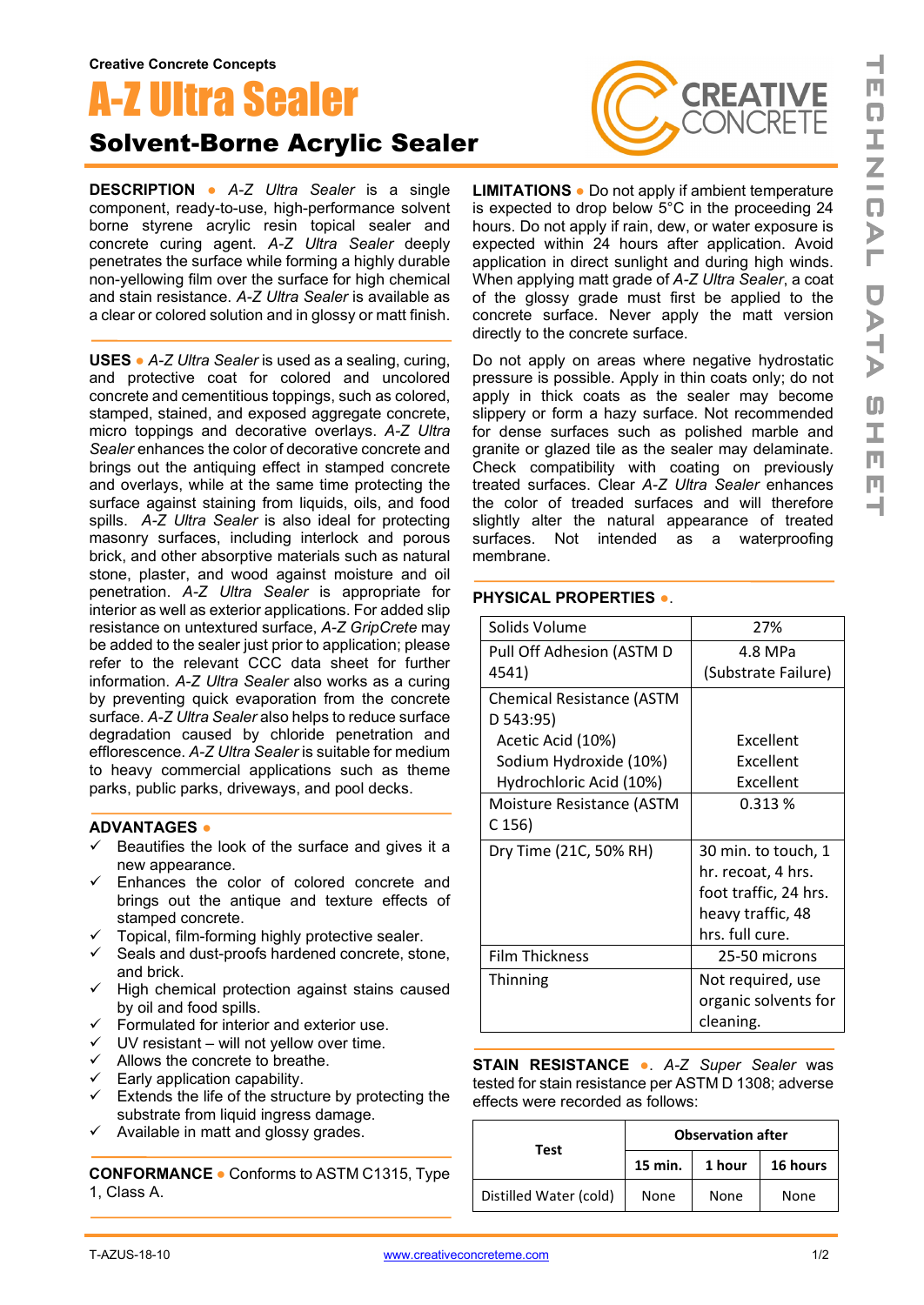Creative Concrete Concepts

# A-Z Ultra Sealer

## Solvent-Borne Acrylic Sealer

**DESCRIPTION** ● *A-Z Ultra Sealer* is a single component, ready-to-use, high-performance solvent borne styrene acrylic resin topical sealer and concrete curing agent. *A-Z Ultra Sealer* deeply penetrates the surface while forming a highly durable non-yellowing film over the surface for high chemical and stain resistance. *A-Z Ultra Sealer* is available as a clear or colored solution and in glossy or matt finish.

**USES** ● *A-Z Ultra Sealer* is used as a sealing, curing, and protective coat for colored and uncolored concrete and cementitious toppings, such as colored, stamped, stained, and exposed aggregate concrete, micro toppings and decorative overlays. *A-Z Ultra Sealer* enhances the color of decorative concrete and brings out the antiquing effect in stamped concrete and overlays, while at the same time protecting the surface against staining from liquids, oils, and food spills. *A-Z Ultra Sealer* is also ideal for protecting masonry surfaces, including interlock and porous brick, and other absorptive materials such as natural stone, plaster, and wood against moisture and oil penetration. *A-Z Ultra Sealer* is appropriate for interior as well as exterior applications. For added slip resistance on untextured surface, *A-Z GripCrete* may be added to the sealer just prior to application; please refer to the relevant CCC data sheet for further information. *A-Z Ultra Sealer* also works as a curing by preventing quick evaporation from the concrete surface. *A-Z Ultra Sealer* also helps to reduce surface degradation caused by chloride penetration and efflorescence. *A-Z Ultra Sealer* is suitable for medium to heavy commercial applications such as theme parks, public parks, driveways, and pool decks.

**ADVANTAGES** ●

- ✓ Beautifies the look of the surface and gives it a new appearance.
- ✓ Enhances the color of colored concrete and brings out the antique and texture effects of stamped concrete.
- ✓ Topical, film-forming highly protective sealer.
- ✓ Seals and dust-proofs hardened concrete, stone, and brick.
- ✓ High chemical protection against stains caused by oil and food spills.
- ✓ Formulated for interior and exterior use.
- ✓ UV resistant – will not yellow over time.
- ✓ Allows the concrete to breathe.
- ✓ Early application capability.
- ✓ Extends the life of the structure by protecting the substrate from liquid ingress damage.
- ✓ Available in matt and glossy grades.

**CONFORMANCE** ● Conforms to ASTM C1315, Type 1, Class A.

**LIMITATIONS** ● Do not apply if ambient temperature is expected to drop below 5°C in the proceeding 24 hours. Do not apply if rain, dew, or water exposure is expected within 24 hours after application. Avoid application in direct sunlight and during high winds. When applying matt grade of *A-Z Ultra Sealer*, a coat of the glossy grade must first be applied to the concrete surface. Never apply the matt version directly to the concrete surface.

Do not apply on areas where negative hydrostatic pressure is possible. Apply in thin coats only; do not apply in thick coats as the sealer may become slippery or form a hazy surface. Not recommended for dense surfaces such as polished marble and granite or glazed tile as the sealer may delaminate. Check compatibility with coating on previously treated surfaces. Clear *A-Z Ultra Sealer* enhances the color of treaded surfaces and will therefore slightly alter the natural appearance of treated surfaces. Not intended as a waterproofing membrane.

**PHYSICAL PROPERTIES** ●.

| | |
|---|---|
| Solids Volume | 27% |
| Pull Off Adhesion (ASTM D 4541) | 4.8 MPa (Substrate Failure) |
| Chemical Resistance (ASTM D 543:95) | |
| Acetic Acid (10%) | Excellent |
| Sodium Hydroxide (10%) | Excellent |
| Hydrochloric Acid (10%) | Excellent |
| Moisture Resistance (ASTM C 156) | 0.313 % |
| Dry Time (21C, 50% RH) | 30 min. to touch, 1 hr. recoat, 4 hrs. foot traffic, 24 hrs. heavy traffic, 48 hrs. full cure. |
| Film Thickness | 25-50 microns |
| Thinning | Not required, use organic solvents for cleaning. |

**STAIN RESISTANCE** ●. *A-Z Super Sealer* was tested for stain resistance per ASTM D 1308; adverse effects were recorded as follows:

| Test | Observation after | | |
|---|---|---|---|
| | 15 min. | 1 hour | 16 hours |
| Distilled Water (cold) | None | None | None |

T-AZUS-18-10 www.creativeconcreteme.com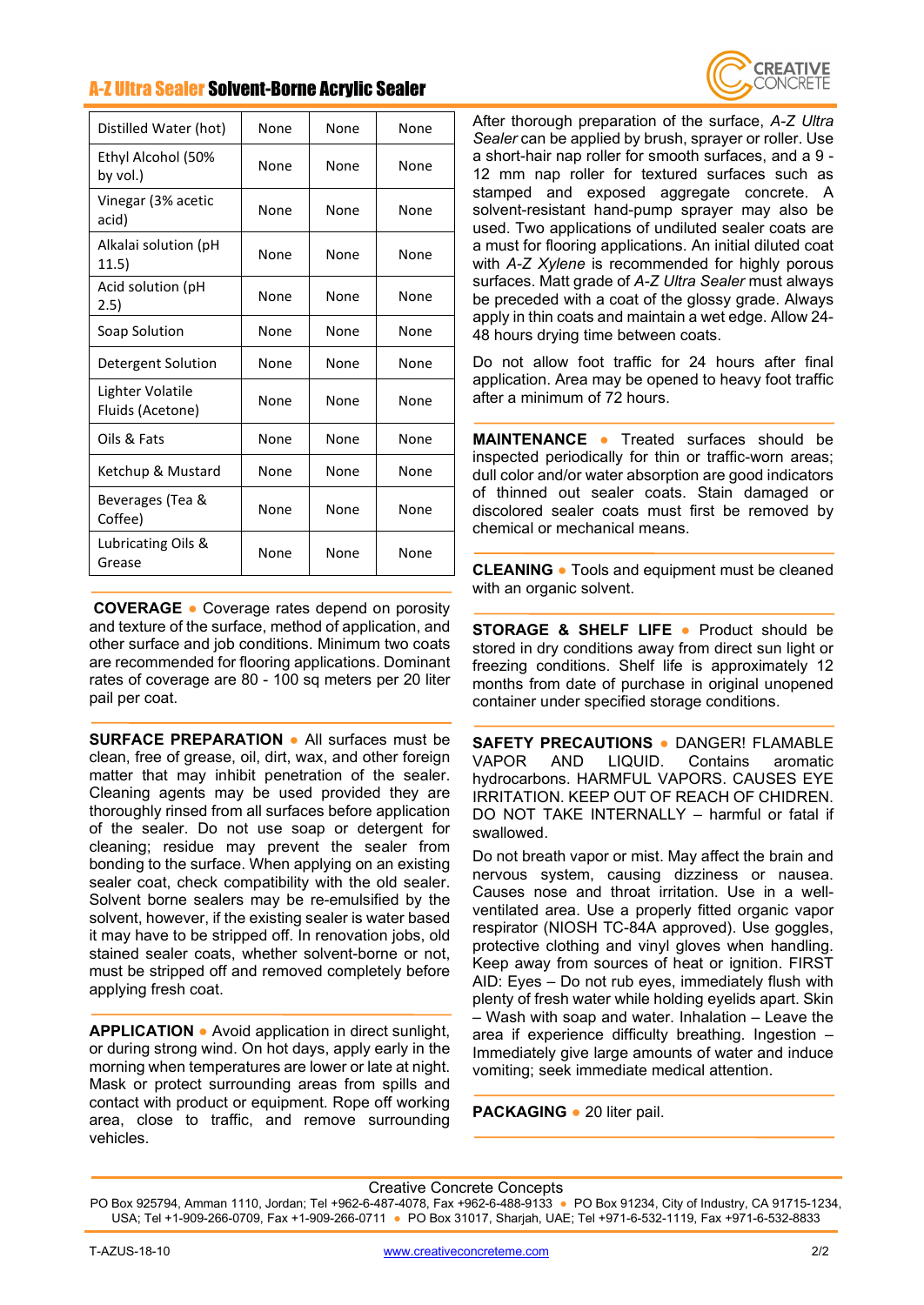# A-Z Ultra Sealer Solvent-Borne Acrylic Sealer

| | | | |
|---|---|---|---|
| Distilled Water (hot) | None | None | None |
| Ethyl Alcohol (50% by vol.) | None | None | None |
| Vinegar (3% acetic acid) | None | None | None |
| Alkalai solution (pH 11.5) | None | None | None |
| Acid solution (pH 2.5) | None | None | None |
| Soap Solution | None | None | None |
| Detergent Solution | None | None | None |
| Lighter Volatile Fluids (Acetone) | None | None | None |
| Oils & Fats | None | None | None |
| Ketchup & Mustard | None | None | None |
| Beverages (Tea & Coffee) | None | None | None |
| Lubricating Oils & Grease | None | None | None |

**COVERAGE** ● Coverage rates depend on porosity and texture of the surface, method of application, and other surface and job conditions. Minimum two coats are recommended for flooring applications. Dominant rates of coverage are 80 - 100 sq meters per 20 liter pail per coat.

**SURFACE PREPARATION** ● All surfaces must be clean, free of grease, oil, dirt, wax, and other foreign matter that may inhibit penetration of the sealer. Cleaning agents may be used provided they are thoroughly rinsed from all surfaces before application of the sealer. Do not use soap or detergent for cleaning; residue may prevent the sealer from bonding to the surface. When applying on an existing sealer coat, check compatibility with the old sealer. Solvent borne sealers may be re-emulsified by the solvent, however, if the existing sealer is water based it may have to be stripped off. In renovation jobs, old stained sealer coats, whether solvent-borne or not, must be stripped off and removed completely before applying fresh coat.

**APPLICATION** ● Avoid application in direct sunlight, or during strong wind. On hot days, apply early in the morning when temperatures are lower or late at night. Mask or protect surrounding areas from spills and contact with product or equipment. Rope off working area, close to traffic, and remove surrounding vehicles.

After thorough preparation of the surface, *A-Z Ultra Sealer* can be applied by brush, sprayer or roller. Use a short-hair nap roller for smooth surfaces, and a 9 - 12 mm nap roller for textured surfaces such as stamped and exposed aggregate concrete. A solvent-resistant hand-pump sprayer may also be used. Two applications of undiluted sealer coats are a must for flooring applications. An initial diluted coat with *A-Z Xylene* is recommended for highly porous surfaces. Matt grade of *A-Z Ultra Sealer* must always be preceded with a coat of the glossy grade. Always apply in thin coats and maintain a wet edge. Allow 24-48 hours drying time between coats.

Do not allow foot traffic for 24 hours after final application. Area may be opened to heavy foot traffic after a minimum of 72 hours.

**MAINTENANCE** ● Treated surfaces should be inspected periodically for thin or traffic-worn areas; dull color and/or water absorption are good indicators of thinned out sealer coats. Stain damaged or discolored sealer coats must first be removed by chemical or mechanical means.

**CLEANING** ● Tools and equipment must be cleaned with an organic solvent.

**STORAGE & SHELF LIFE** ● Product should be stored in dry conditions away from direct sun light or freezing conditions. Shelf life is approximately 12 months from date of purchase in original unopened container under specified storage conditions.

**SAFETY PRECAUTIONS** ● DANGER! FLAMABLE VAPOR AND LIQUID. Contains aromatic hydrocarbons. HARMFUL VAPORS. CAUSES EYE IRRITATION. KEEP OUT OF REACH OF CHIDREN. DO NOT TAKE INTERNALLY – harmful or fatal if swallowed.

Do not breath vapor or mist. May affect the brain and nervous system, causing dizziness or nausea. Causes nose and throat irritation. Use in a well-ventilated area. Use a properly fitted organic vapor respirator (NIOSH TC-84A approved). Use goggles, protective clothing and vinyl gloves when handling. Keep away from sources of heat or ignition. FIRST AID: Eyes – Do not rub eyes, immediately flush with plenty of fresh water while holding eyelids apart. Skin – Wash with soap and water. Inhalation – Leave the area if experience difficulty breathing. Ingestion – Immediately give large amounts of water and induce vomiting; seek immediate medical attention.

**PACKAGING** ● 20 liter pail.

Creative Concrete Concepts

PO Box 925794, Amman 1110, Jordan; Tel +962-6-487-4078, Fax +962-6-488-9133 ● PO Box 91234, City of Industry, CA 91715-1234, USA; Tel +1-909-266-0709, Fax +1-909-266-0711 ● PO Box 31017, Sharjah, UAE; Tel +971-6-532-1119, Fax +971-6-532-8833

T-AZUS-18-10 www.creativeconcreteme.com